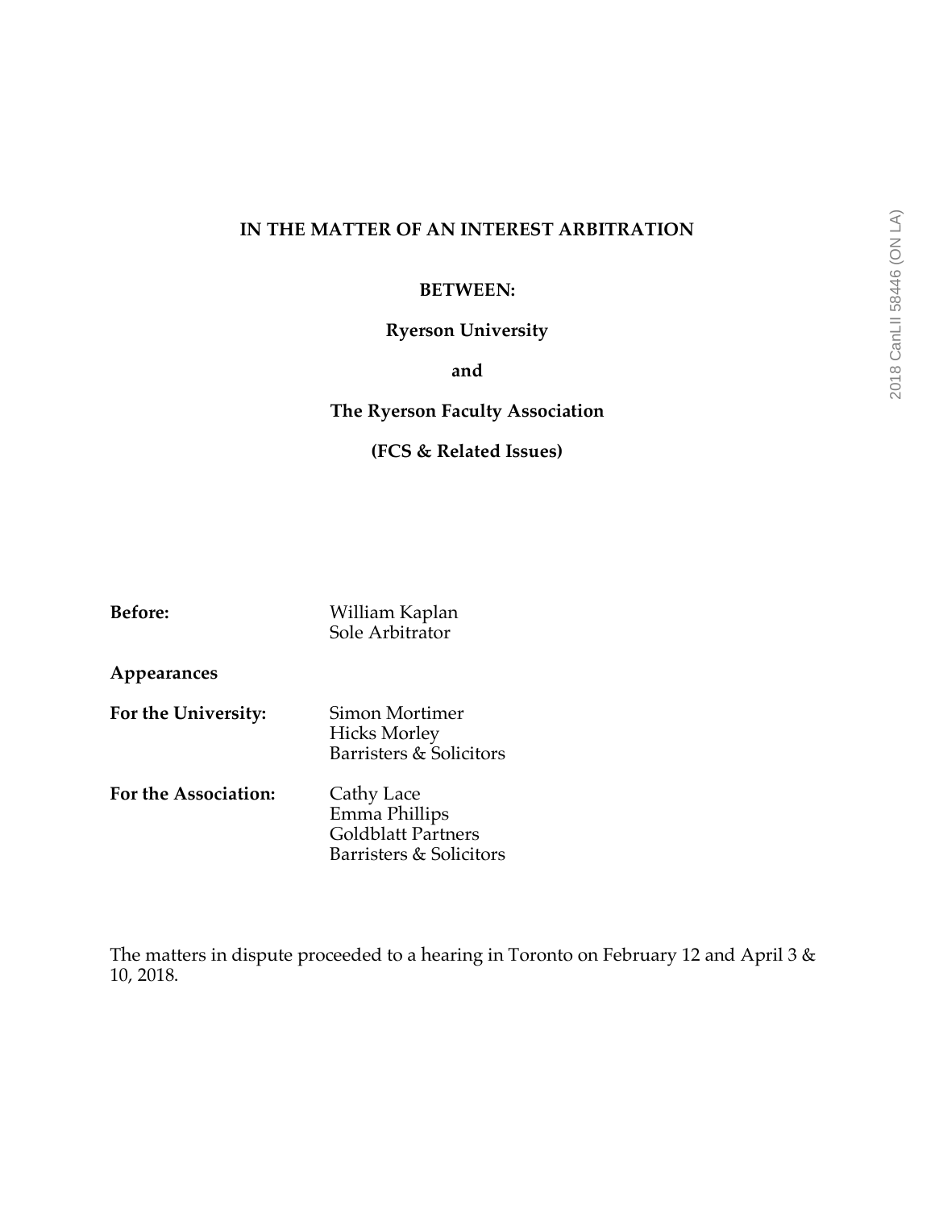**IN THE MATTER OF AN INTEREST ARBITRATION**

**BETWEEN:**

**Ryerson University**

**and**

**The Ryerson Faculty Association**

**(FCS & Related Issues)**

**Before:** William Kaplan
Sole Arbitrator

**Appearances**

**For the University:** Simon Mortimer
Hicks Morley
Barristers & Solicitors

**For the Association:** Cathy Lace
Emma Phillips
Goldblatt Partners
Barristers & Solicitors

The matters in dispute proceeded to a hearing in Toronto on February 12 and April 3 & 10, 2018.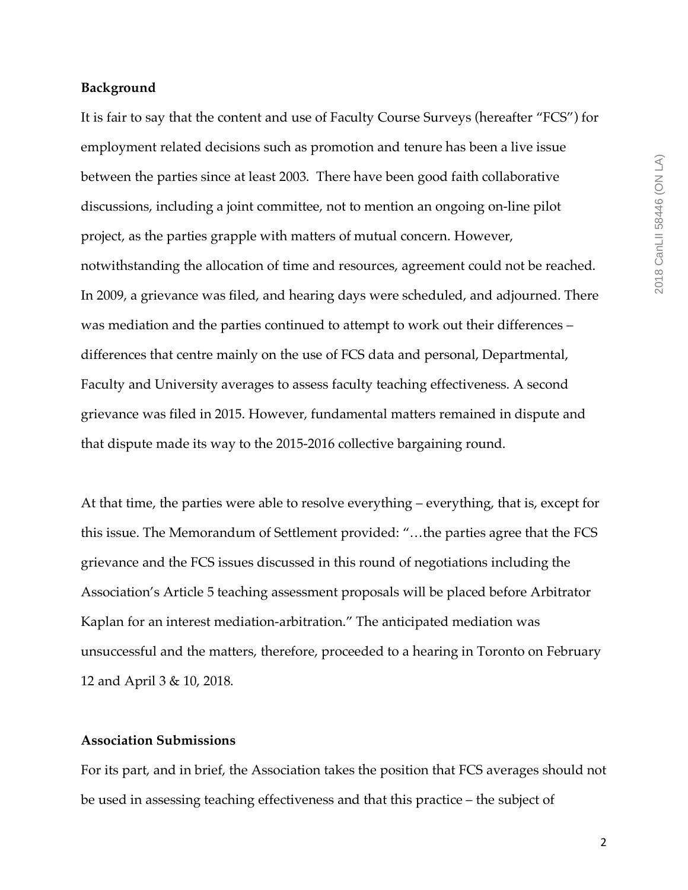**Background**

It is fair to say that the content and use of Faculty Course Surveys (hereafter "FCS") for employment related decisions such as promotion and tenure has been a live issue between the parties since at least 2003. There have been good faith collaborative discussions, including a joint committee, not to mention an ongoing on-line pilot project, as the parties grapple with matters of mutual concern. However, notwithstanding the allocation of time and resources, agreement could not be reached. In 2009, a grievance was filed, and hearing days were scheduled, and adjourned. There was mediation and the parties continued to attempt to work out their differences – differences that centre mainly on the use of FCS data and personal, Departmental, Faculty and University averages to assess faculty teaching effectiveness. A second grievance was filed in 2015. However, fundamental matters remained in dispute and that dispute made its way to the 2015-2016 collective bargaining round.

At that time, the parties were able to resolve everything – everything, that is, except for this issue. The Memorandum of Settlement provided: "…the parties agree that the FCS grievance and the FCS issues discussed in this round of negotiations including the Association's Article 5 teaching assessment proposals will be placed before Arbitrator Kaplan for an interest mediation-arbitration." The anticipated mediation was unsuccessful and the matters, therefore, proceeded to a hearing in Toronto on February 12 and April 3 & 10, 2018.

**Association Submissions**

For its part, and in brief, the Association takes the position that FCS averages should not be used in assessing teaching effectiveness and that this practice – the subject of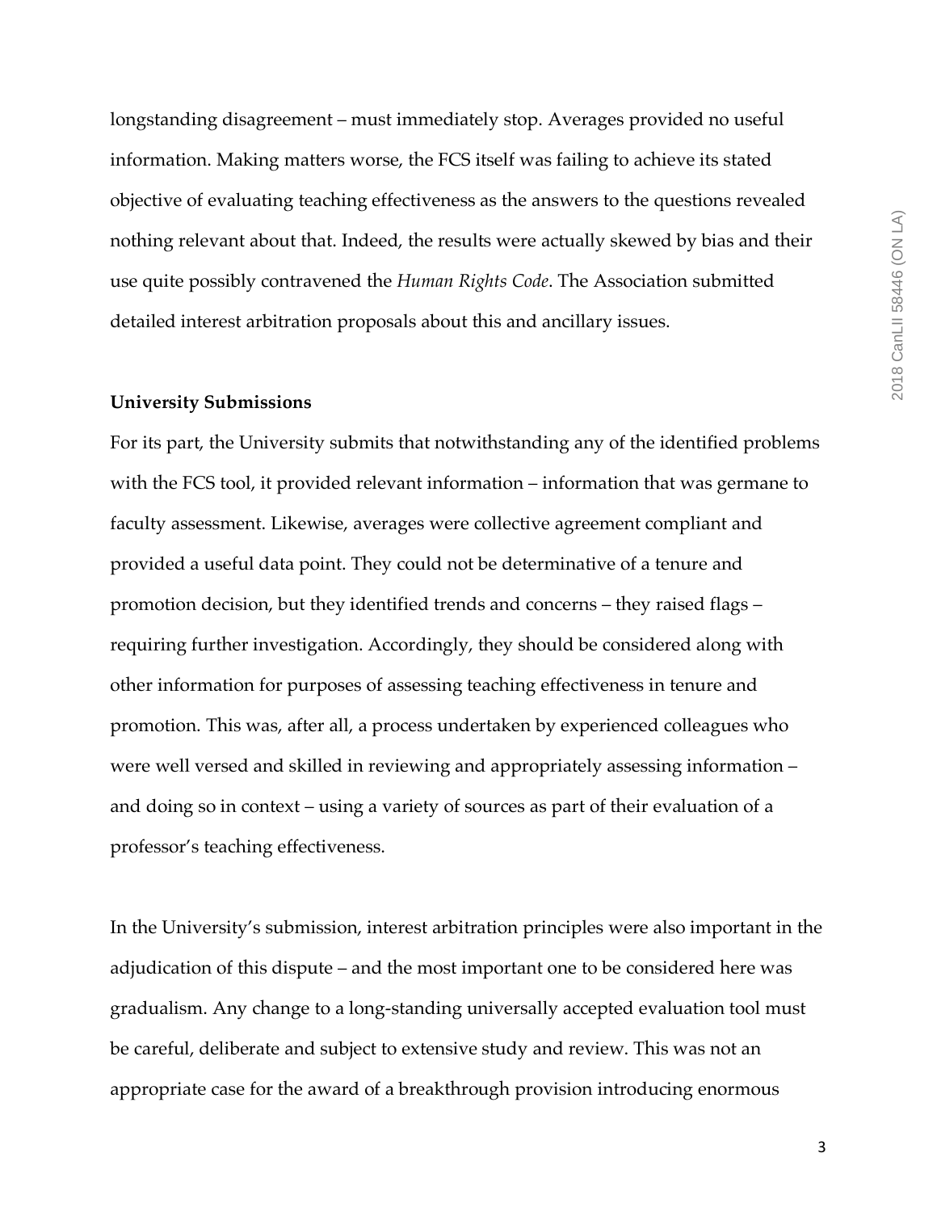longstanding disagreement – must immediately stop. Averages provided no useful information. Making matters worse, the FCS itself was failing to achieve its stated objective of evaluating teaching effectiveness as the answers to the questions revealed nothing relevant about that. Indeed, the results were actually skewed by bias and their use quite possibly contravened the *Human Rights Code*. The Association submitted detailed interest arbitration proposals about this and ancillary issues.

**University Submissions**

For its part, the University submits that notwithstanding any of the identified problems with the FCS tool, it provided relevant information – information that was germane to faculty assessment. Likewise, averages were collective agreement compliant and provided a useful data point. They could not be determinative of a tenure and promotion decision, but they identified trends and concerns – they raised flags – requiring further investigation. Accordingly, they should be considered along with other information for purposes of assessing teaching effectiveness in tenure and promotion. This was, after all, a process undertaken by experienced colleagues who were well versed and skilled in reviewing and appropriately assessing information – and doing so in context – using a variety of sources as part of their evaluation of a professor's teaching effectiveness.

In the University's submission, interest arbitration principles were also important in the adjudication of this dispute – and the most important one to be considered here was gradualism. Any change to a long-standing universally accepted evaluation tool must be careful, deliberate and subject to extensive study and review. This was not an appropriate case for the award of a breakthrough provision introducing enormous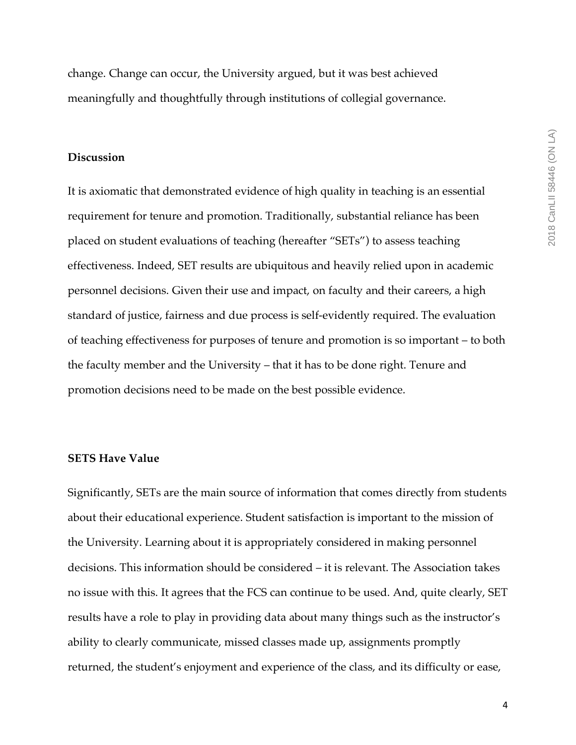change. Change can occur, the University argued, but it was best achieved meaningfully and thoughtfully through institutions of collegial governance.

## Discussion

It is axiomatic that demonstrated evidence of high quality in teaching is an essential requirement for tenure and promotion. Traditionally, substantial reliance has been placed on student evaluations of teaching (hereafter "SETs") to assess teaching effectiveness. Indeed, SET results are ubiquitous and heavily relied upon in academic personnel decisions. Given their use and impact, on faculty and their careers, a high standard of justice, fairness and due process is self-evidently required. The evaluation of teaching effectiveness for purposes of tenure and promotion is so important – to both the faculty member and the University – that it has to be done right. Tenure and promotion decisions need to be made on the best possible evidence.

## SETS Have Value

Significantly, SETs are the main source of information that comes directly from students about their educational experience. Student satisfaction is important to the mission of the University. Learning about it is appropriately considered in making personnel decisions. This information should be considered – it is relevant. The Association takes no issue with this. It agrees that the FCS can continue to be used. And, quite clearly, SET results have a role to play in providing data about many things such as the instructor's ability to clearly communicate, missed classes made up, assignments promptly returned, the student's enjoyment and experience of the class, and its difficulty or ease,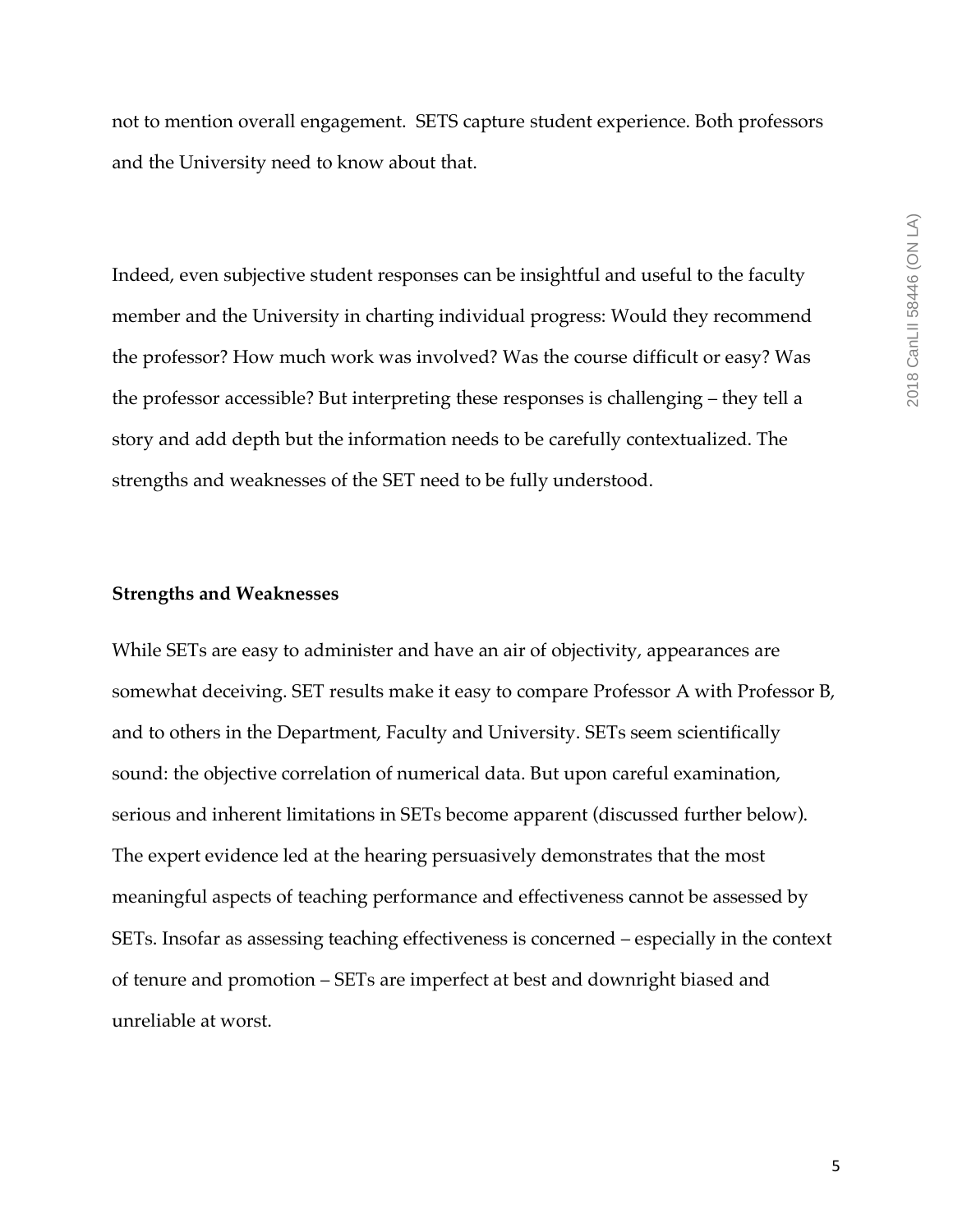not to mention overall engagement. SETS capture student experience. Both professors and the University need to know about that.

Indeed, even subjective student responses can be insightful and useful to the faculty member and the University in charting individual progress: Would they recommend the professor? How much work was involved? Was the course difficult or easy? Was the professor accessible? But interpreting these responses is challenging – they tell a story and add depth but the information needs to be carefully contextualized. The strengths and weaknesses of the SET need to be fully understood.

**Strengths and Weaknesses**

While SETs are easy to administer and have an air of objectivity, appearances are somewhat deceiving. SET results make it easy to compare Professor A with Professor B, and to others in the Department, Faculty and University. SETs seem scientifically sound: the objective correlation of numerical data. But upon careful examination, serious and inherent limitations in SETs become apparent (discussed further below). The expert evidence led at the hearing persuasively demonstrates that the most meaningful aspects of teaching performance and effectiveness cannot be assessed by SETs. Insofar as assessing teaching effectiveness is concerned – especially in the context of tenure and promotion – SETs are imperfect at best and downright biased and unreliable at worst.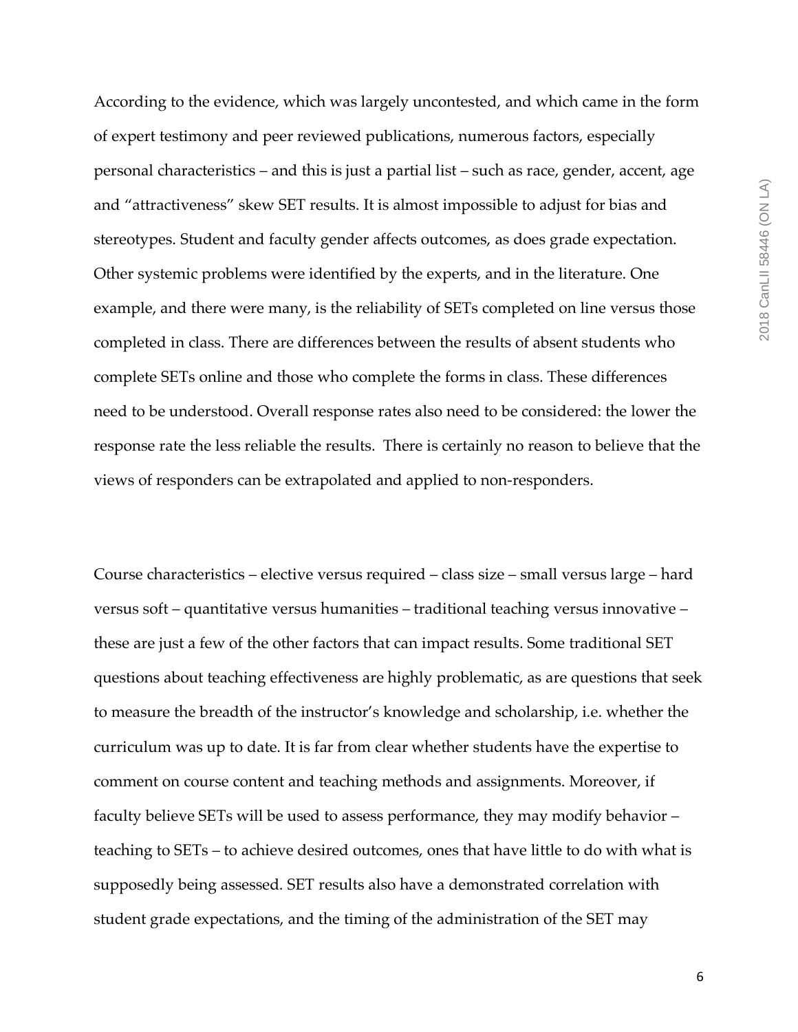According to the evidence, which was largely uncontested, and which came in the form of expert testimony and peer reviewed publications, numerous factors, especially personal characteristics – and this is just a partial list – such as race, gender, accent, age and "attractiveness" skew SET results. It is almost impossible to adjust for bias and stereotypes. Student and faculty gender affects outcomes, as does grade expectation. Other systemic problems were identified by the experts, and in the literature. One example, and there were many, is the reliability of SETs completed on line versus those completed in class. There are differences between the results of absent students who complete SETs online and those who complete the forms in class. These differences need to be understood. Overall response rates also need to be considered: the lower the response rate the less reliable the results. There is certainly no reason to believe that the views of responders can be extrapolated and applied to non-responders.

Course characteristics – elective versus required – class size – small versus large – hard versus soft – quantitative versus humanities – traditional teaching versus innovative – these are just a few of the other factors that can impact results. Some traditional SET questions about teaching effectiveness are highly problematic, as are questions that seek to measure the breadth of the instructor's knowledge and scholarship, i.e. whether the curriculum was up to date. It is far from clear whether students have the expertise to comment on course content and teaching methods and assignments. Moreover, if faculty believe SETs will be used to assess performance, they may modify behavior – teaching to SETs – to achieve desired outcomes, ones that have little to do with what is supposedly being assessed. SET results also have a demonstrated correlation with student grade expectations, and the timing of the administration of the SET may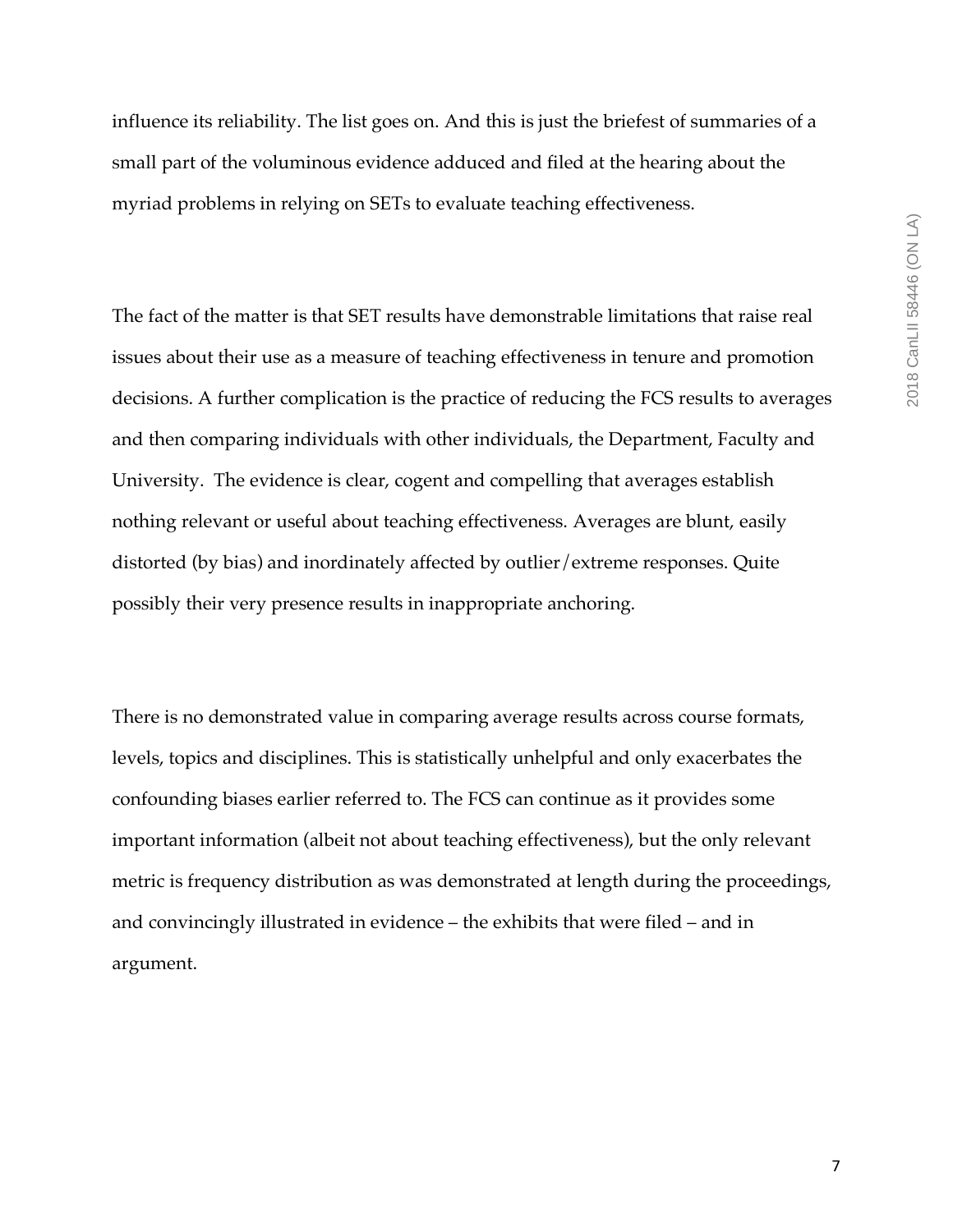influence its reliability. The list goes on. And this is just the briefest of summaries of a small part of the voluminous evidence adduced and filed at the hearing about the myriad problems in relying on SETs to evaluate teaching effectiveness.

The fact of the matter is that SET results have demonstrable limitations that raise real issues about their use as a measure of teaching effectiveness in tenure and promotion decisions. A further complication is the practice of reducing the FCS results to averages and then comparing individuals with other individuals, the Department, Faculty and University. The evidence is clear, cogent and compelling that averages establish nothing relevant or useful about teaching effectiveness. Averages are blunt, easily distorted (by bias) and inordinately affected by outlier/extreme responses. Quite possibly their very presence results in inappropriate anchoring.

There is no demonstrated value in comparing average results across course formats, levels, topics and disciplines. This is statistically unhelpful and only exacerbates the confounding biases earlier referred to. The FCS can continue as it provides some important information (albeit not about teaching effectiveness), but the only relevant metric is frequency distribution as was demonstrated at length during the proceedings, and convincingly illustrated in evidence – the exhibits that were filed – and in argument.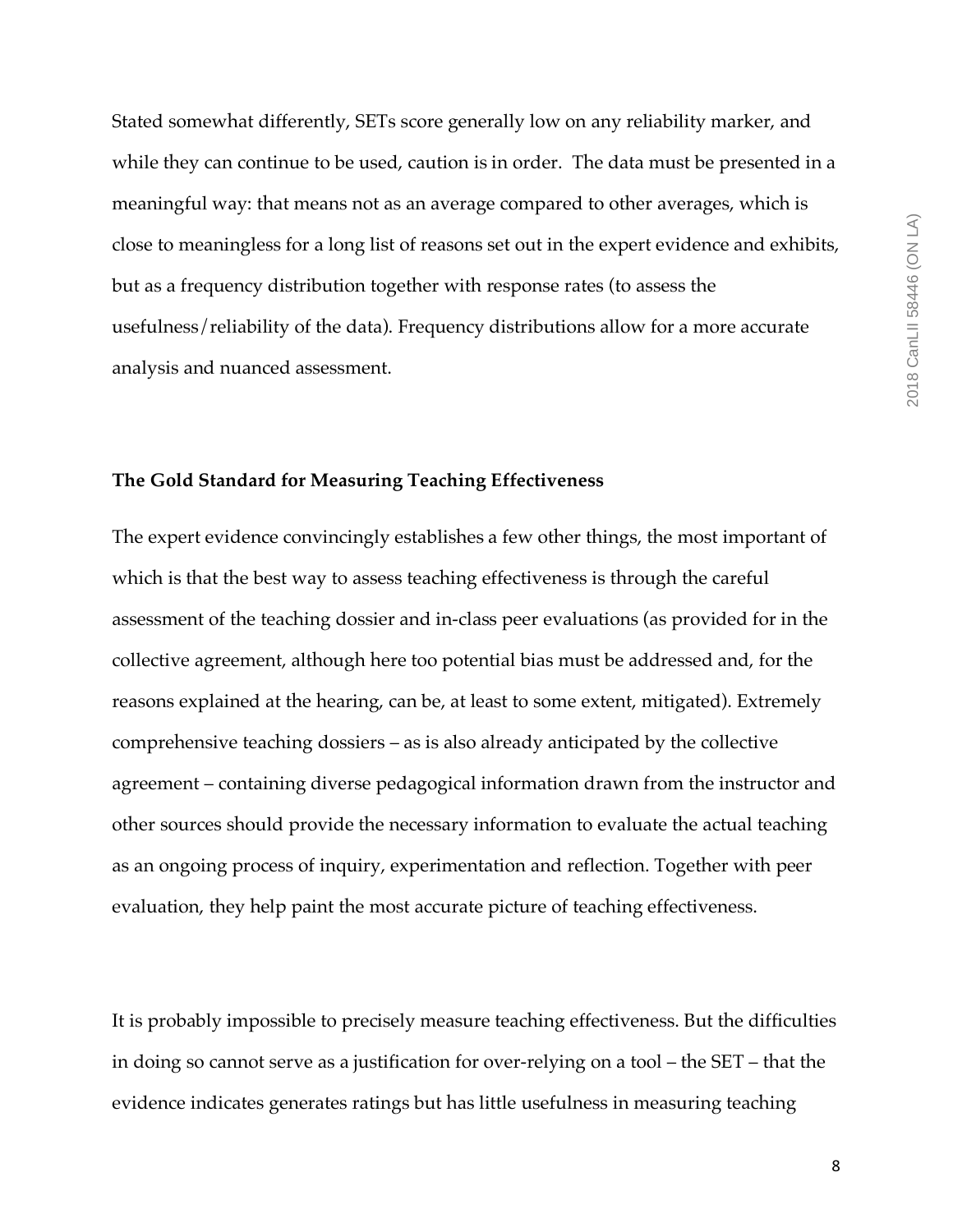Stated somewhat differently, SETs score generally low on any reliability marker, and while they can continue to be used, caution is in order. The data must be presented in a meaningful way: that means not as an average compared to other averages, which is close to meaningless for a long list of reasons set out in the expert evidence and exhibits, but as a frequency distribution together with response rates (to assess the usefulness/reliability of the data). Frequency distributions allow for a more accurate analysis and nuanced assessment.

**The Gold Standard for Measuring Teaching Effectiveness**

The expert evidence convincingly establishes a few other things, the most important of which is that the best way to assess teaching effectiveness is through the careful assessment of the teaching dossier and in-class peer evaluations (as provided for in the collective agreement, although here too potential bias must be addressed and, for the reasons explained at the hearing, can be, at least to some extent, mitigated). Extremely comprehensive teaching dossiers – as is also already anticipated by the collective agreement – containing diverse pedagogical information drawn from the instructor and other sources should provide the necessary information to evaluate the actual teaching as an ongoing process of inquiry, experimentation and reflection. Together with peer evaluation, they help paint the most accurate picture of teaching effectiveness.

It is probably impossible to precisely measure teaching effectiveness. But the difficulties in doing so cannot serve as a justification for over-relying on a tool – the SET – that the evidence indicates generates ratings but has little usefulness in measuring teaching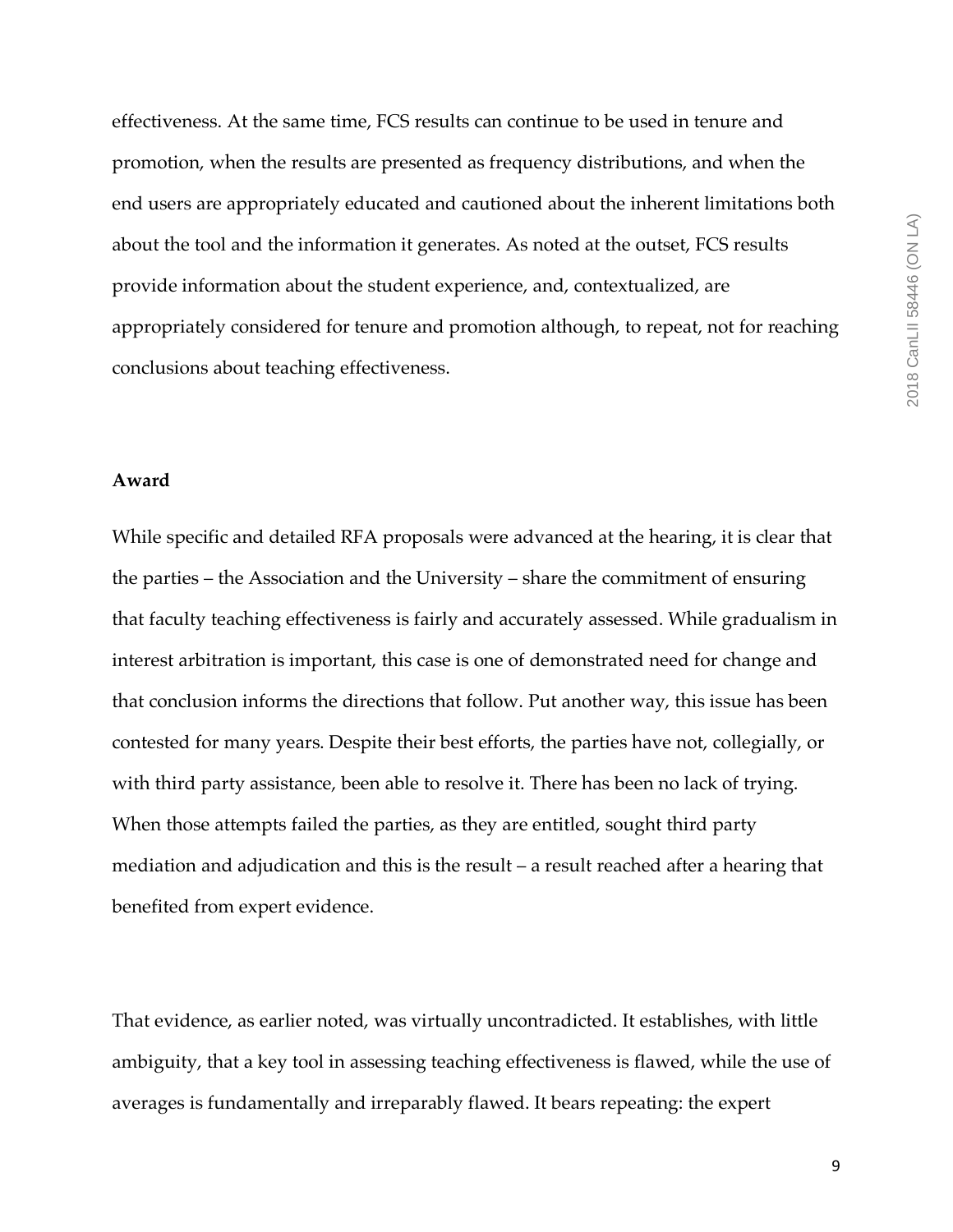effectiveness. At the same time, FCS results can continue to be used in tenure and promotion, when the results are presented as frequency distributions, and when the end users are appropriately educated and cautioned about the inherent limitations both about the tool and the information it generates. As noted at the outset, FCS results provide information about the student experience, and, contextualized, are appropriately considered for tenure and promotion although, to repeat, not for reaching conclusions about teaching effectiveness.

**Award**

While specific and detailed RFA proposals were advanced at the hearing, it is clear that the parties – the Association and the University – share the commitment of ensuring that faculty teaching effectiveness is fairly and accurately assessed. While gradualism in interest arbitration is important, this case is one of demonstrated need for change and that conclusion informs the directions that follow. Put another way, this issue has been contested for many years. Despite their best efforts, the parties have not, collegially, or with third party assistance, been able to resolve it. There has been no lack of trying. When those attempts failed the parties, as they are entitled, sought third party mediation and adjudication and this is the result – a result reached after a hearing that benefited from expert evidence.

That evidence, as earlier noted, was virtually uncontradicted. It establishes, with little ambiguity, that a key tool in assessing teaching effectiveness is flawed, while the use of averages is fundamentally and irreparably flawed. It bears repeating: the expert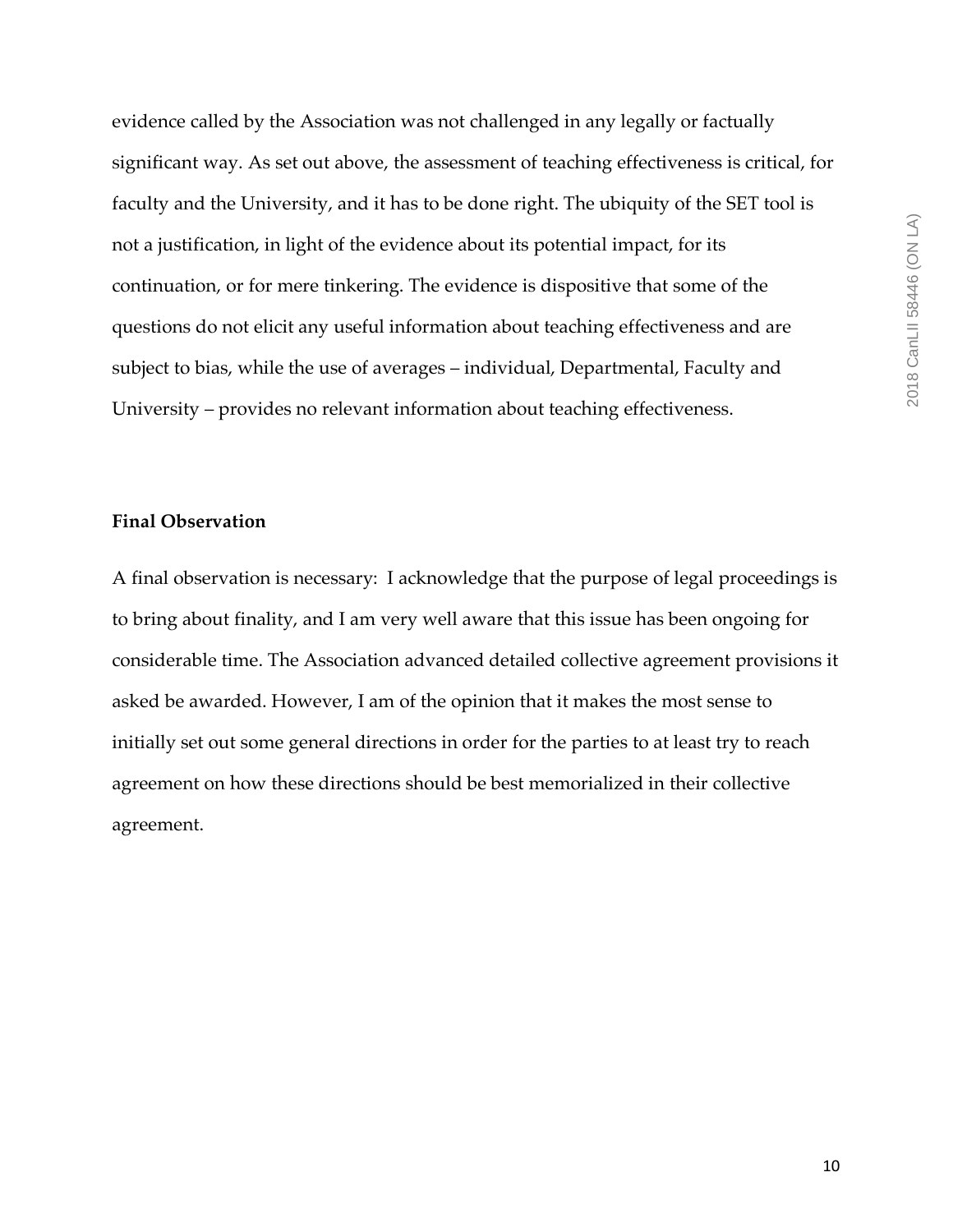evidence called by the Association was not challenged in any legally or factually significant way. As set out above, the assessment of teaching effectiveness is critical, for faculty and the University, and it has to be done right. The ubiquity of the SET tool is not a justification, in light of the evidence about its potential impact, for its continuation, or for mere tinkering. The evidence is dispositive that some of the questions do not elicit any useful information about teaching effectiveness and are subject to bias, while the use of averages – individual, Departmental, Faculty and University – provides no relevant information about teaching effectiveness.

**Final Observation**

A final observation is necessary: I acknowledge that the purpose of legal proceedings is to bring about finality, and I am very well aware that this issue has been ongoing for considerable time. The Association advanced detailed collective agreement provisions it asked be awarded. However, I am of the opinion that it makes the most sense to initially set out some general directions in order for the parties to at least try to reach agreement on how these directions should be best memorialized in their collective agreement.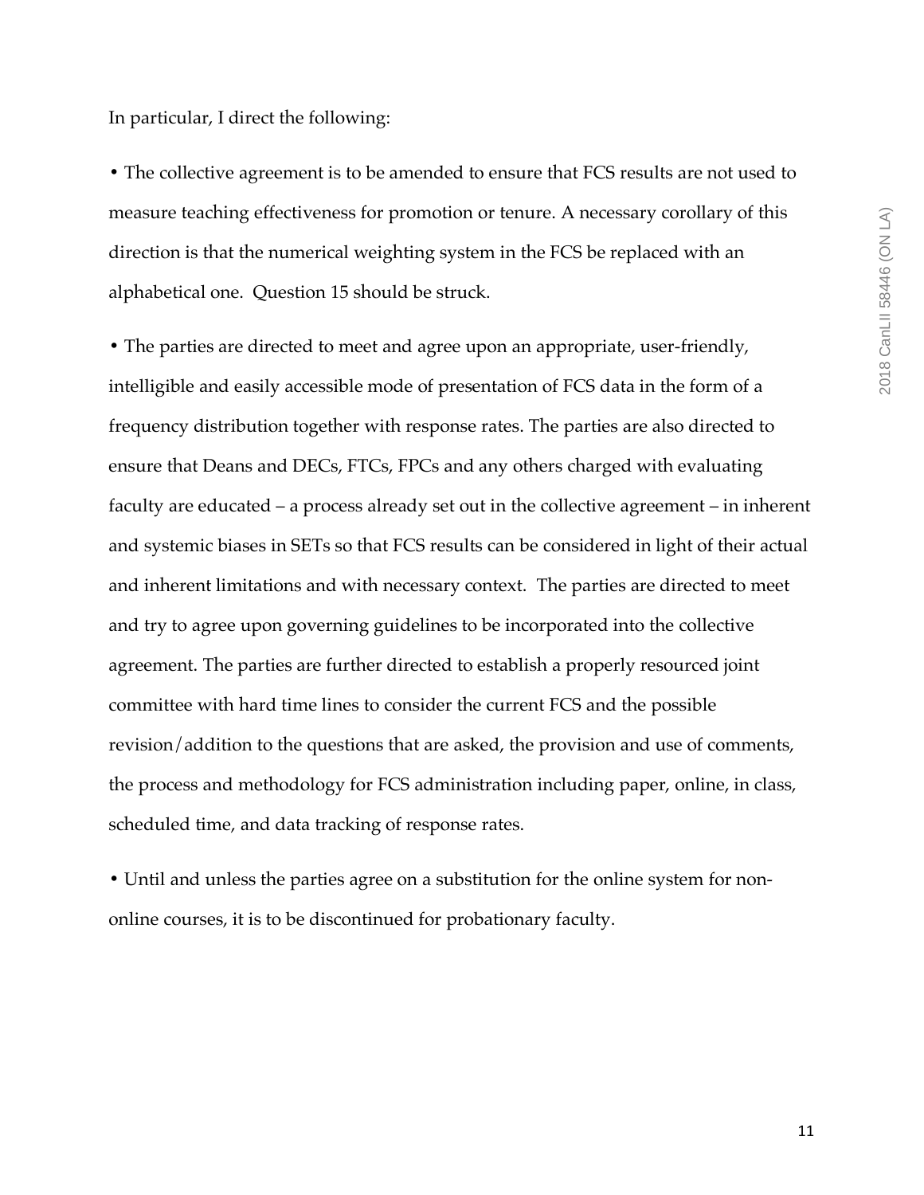In particular, I direct the following:

• The collective agreement is to be amended to ensure that FCS results are not used to measure teaching effectiveness for promotion or tenure. A necessary corollary of this direction is that the numerical weighting system in the FCS be replaced with an alphabetical one. Question 15 should be struck.

• The parties are directed to meet and agree upon an appropriate, user-friendly, intelligible and easily accessible mode of presentation of FCS data in the form of a frequency distribution together with response rates. The parties are also directed to ensure that Deans and DECs, FTCs, FPCs and any others charged with evaluating faculty are educated – a process already set out in the collective agreement – in inherent and systemic biases in SETs so that FCS results can be considered in light of their actual and inherent limitations and with necessary context. The parties are directed to meet and try to agree upon governing guidelines to be incorporated into the collective agreement. The parties are further directed to establish a properly resourced joint committee with hard time lines to consider the current FCS and the possible revision/addition to the questions that are asked, the provision and use of comments, the process and methodology for FCS administration including paper, online, in class, scheduled time, and data tracking of response rates.

• Until and unless the parties agree on a substitution for the online system for non-online courses, it is to be discontinued for probationary faculty.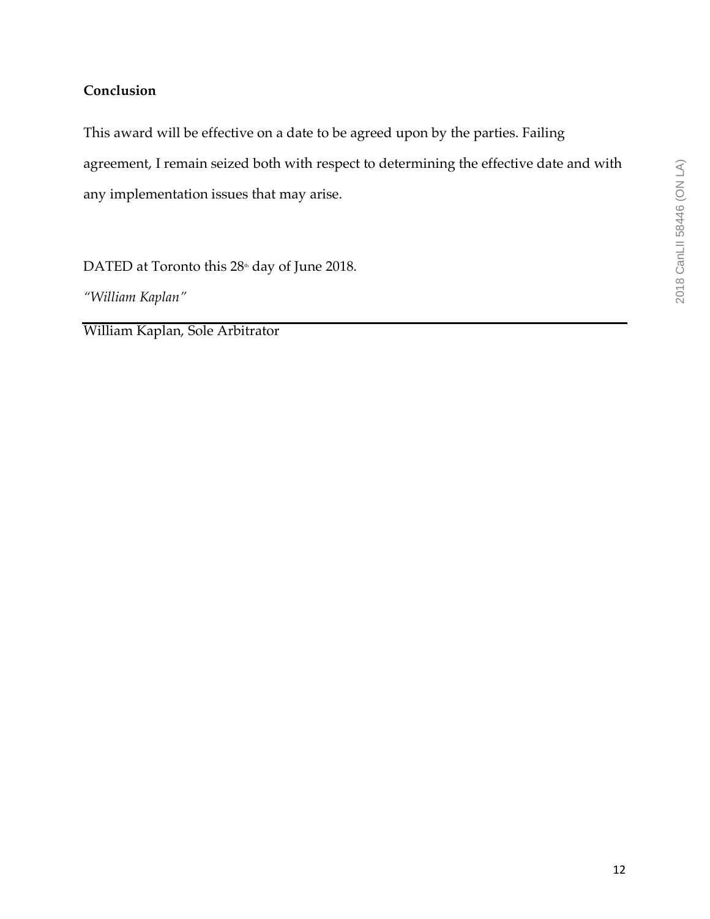**Conclusion**

This award will be effective on a date to be agreed upon by the parties. Failing agreement, I remain seized both with respect to determining the effective date and with any implementation issues that may arise.

DATED at Toronto this 28th day of June 2018.

*"William Kaplan"*

William Kaplan, Sole Arbitrator